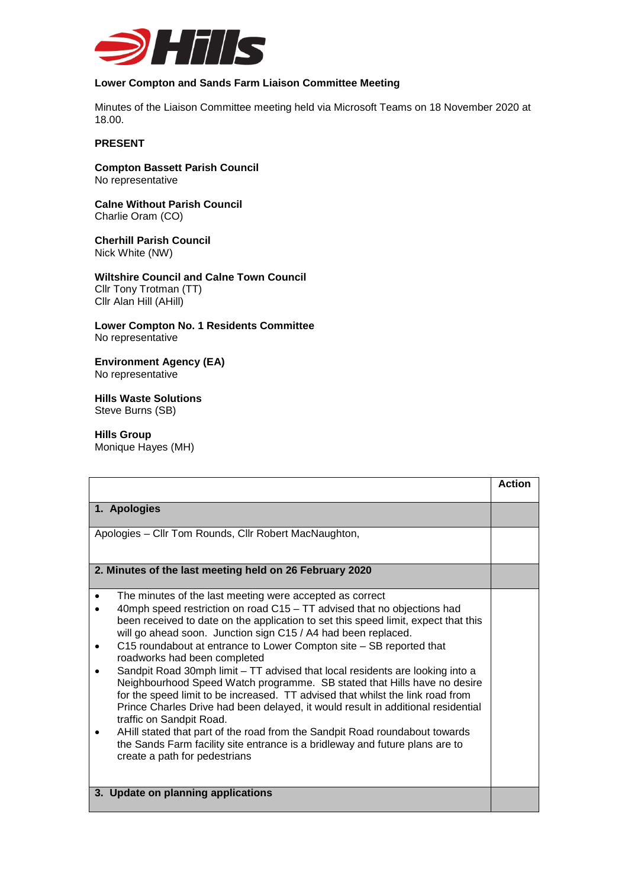**Lower Compton and Sands Farm Liaison Committee Meeting**

Minutes of the Liaison Committee meeting held via Microsoft Teams on 18 November 2020 at 18.00.

**PRESENT**

**Compton Bassett Parish Council**
No representative

**Calne Without Parish Council**
Charlie Oram (CO)

**Cherhill Parish Council**
Nick White (NW)

**Wiltshire Council and Calne Town Council**
Cllr Tony Trotman (TT)
Cllr Alan Hill (AHill)

**Lower Compton No. 1 Residents Committee**
No representative

**Environment Agency (EA)**
No representative

**Hills Waste Solutions**
Steve Burns (SB)

**Hills Group**
Monique Hayes (MH)

| | Action |
|---|---|
| **1. Apologies** | |
| Apologies – Cllr Tom Rounds, Cllr Robert MacNaughton, | |
| **2. Minutes of the last meeting held on 26 February 2020** | |
| • The minutes of the last meeting were accepted as correct<br>• 40mph speed restriction on road C15 – TT advised that no objections had been received to date on the application to set this speed limit, expect that this will go ahead soon. Junction sign C15 / A4 had been replaced.<br>• C15 roundabout at entrance to Lower Compton site – SB reported that roadworks had been completed<br>• Sandpit Road 30mph limit – TT advised that local residents are looking into a Neighbourhood Speed Watch programme. SB stated that Hills have no desire for the speed limit to be increased. TT advised that whilst the link road from Prince Charles Drive had been delayed, it would result in additional residential traffic on Sandpit Road.<br>• AHill stated that part of the road from the Sandpit Road roundabout towards the Sands Farm facility site entrance is a bridleway and future plans are to create a path for pedestrians | |
| **3. Update on planning applications** | |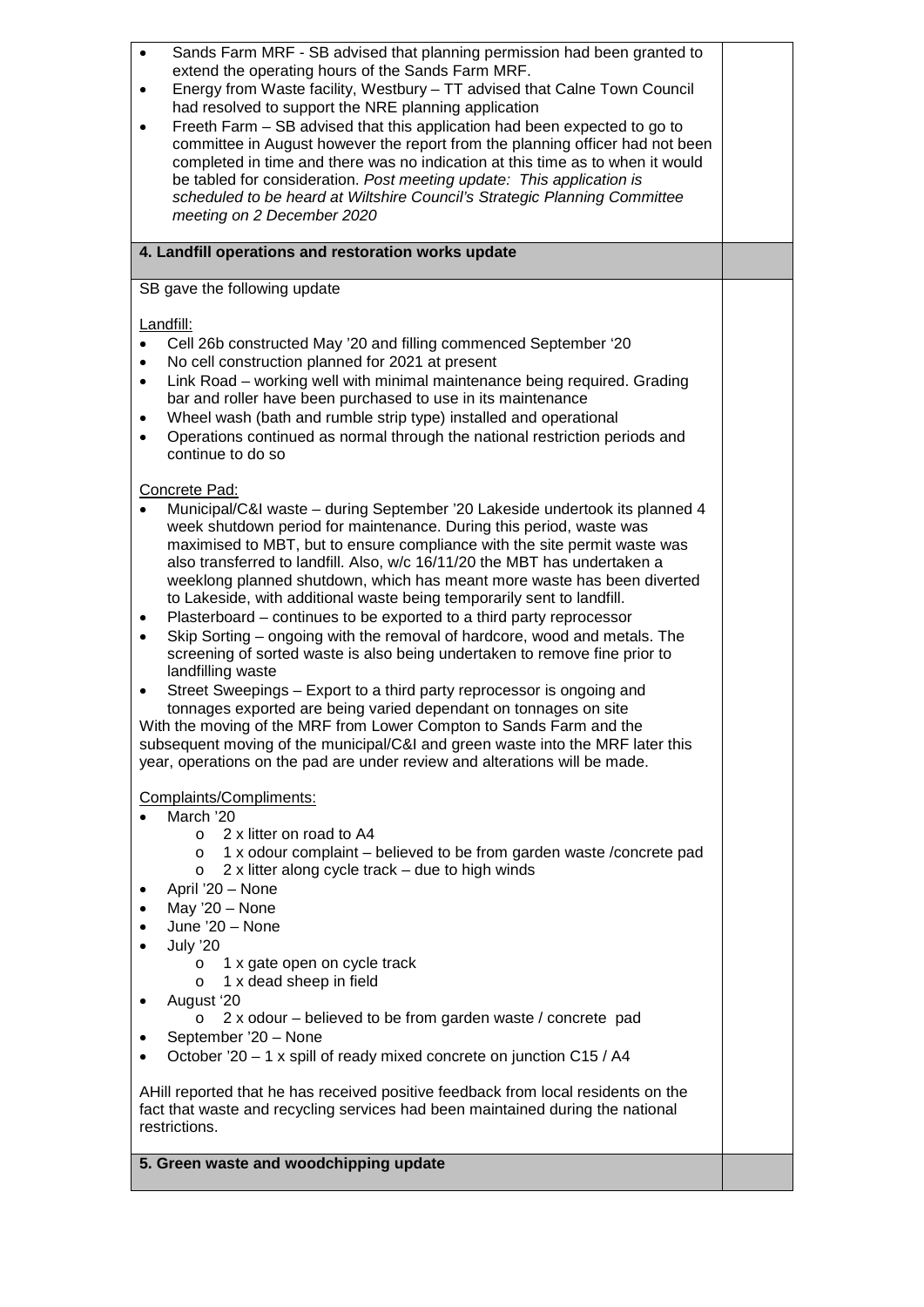- Sands Farm MRF - SB advised that planning permission had been granted to extend the operating hours of the Sands Farm MRF.
- Energy from Waste facility, Westbury – TT advised that Calne Town Council had resolved to support the NRE planning application
- Freeth Farm – SB advised that this application had been expected to go to committee in August however the report from the planning officer had not been completed in time and there was no indication at this time as to when it would be tabled for consideration. *Post meeting update: This application is scheduled to be heard at Wiltshire Council's Strategic Planning Committee meeting on 2 December 2020*

## 4. Landfill operations and restoration works update

SB gave the following update

Landfill:

- Cell 26b constructed May '20 and filling commenced September '20
- No cell construction planned for 2021 at present
- Link Road – working well with minimal maintenance being required. Grading bar and roller have been purchased to use in its maintenance
- Wheel wash (bath and rumble strip type) installed and operational
- Operations continued as normal through the national restriction periods and continue to do so

Concrete Pad:

- Municipal/C&I waste – during September '20 Lakeside undertook its planned 4 week shutdown period for maintenance. During this period, waste was maximised to MBT, but to ensure compliance with the site permit waste was also transferred to landfill. Also, w/c 16/11/20 the MBT has undertaken a weeklong planned shutdown, which has meant more waste has been diverted to Lakeside, with additional waste being temporarily sent to landfill.
- Plasterboard – continues to be exported to a third party reprocessor
- Skip Sorting – ongoing with the removal of hardcore, wood and metals. The screening of sorted waste is also being undertaken to remove fine prior to landfilling waste
- Street Sweepings – Export to a third party reprocessor is ongoing and tonnages exported are being varied dependant on tonnages on site

With the moving of the MRF from Lower Compton to Sands Farm and the subsequent moving of the municipal/C&I and green waste into the MRF later this year, operations on the pad are under review and alterations will be made.

Complaints/Compliments:

- March '20
  - 2 x litter on road to A4
  - 1 x odour complaint – believed to be from garden waste /concrete pad
  - 2 x litter along cycle track – due to high winds
- April '20 – None
- May '20 – None
- June '20 – None
- July '20
  - 1 x gate open on cycle track
  - 1 x dead sheep in field
- August '20
  - 2 x odour – believed to be from garden waste / concrete pad
- September '20 – None
- October '20 – 1 x spill of ready mixed concrete on junction C15 / A4

AHill reported that he has received positive feedback from local residents on the fact that waste and recycling services had been maintained during the national restrictions.

## 5. Green waste and woodchipping update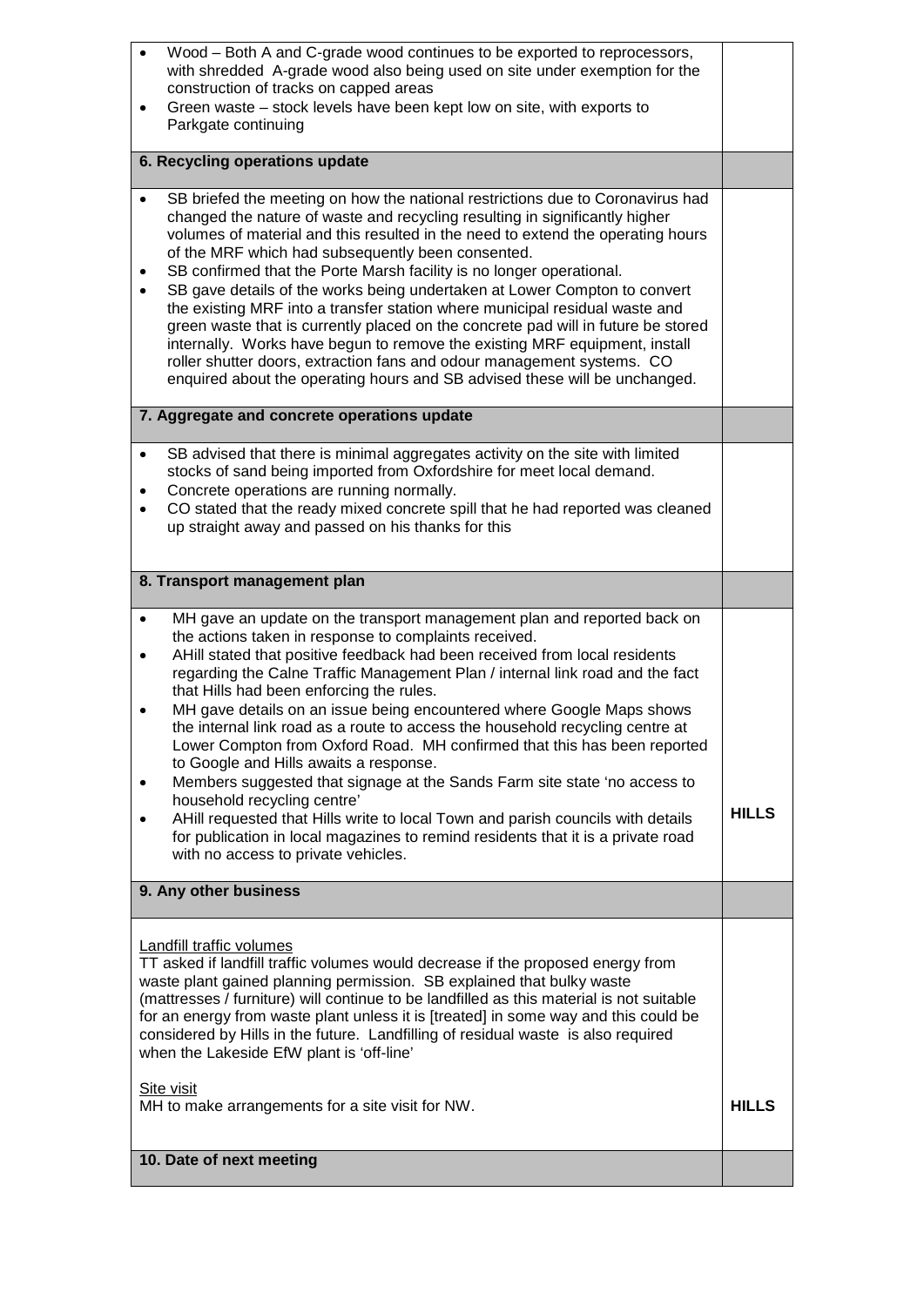| | |
|---|---|
| • Wood – Both A and C-grade wood continues to be exported to reprocessors, with shredded A-grade wood also being used on site under exemption for the construction of tracks on capped areas<br>• Green waste – stock levels have been kept low on site, with exports to Parkgate continuing | |
| **6. Recycling operations update** | |
| • SB briefed the meeting on how the national restrictions due to Coronavirus had changed the nature of waste and recycling resulting in significantly higher volumes of material and this resulted in the need to extend the operating hours of the MRF which had subsequently been consented.<br>• SB confirmed that the Porte Marsh facility is no longer operational.<br>• SB gave details of the works being undertaken at Lower Compton to convert the existing MRF into a transfer station where municipal residual waste and green waste that is currently placed on the concrete pad will in future be stored internally. Works have begun to remove the existing MRF equipment, install roller shutter doors, extraction fans and odour management systems. CO enquired about the operating hours and SB advised these will be unchanged. | |
| **7. Aggregate and concrete operations update** | |
| • SB advised that there is minimal aggregates activity on the site with limited stocks of sand being imported from Oxfordshire for meet local demand.<br>• Concrete operations are running normally.<br>• CO stated that the ready mixed concrete spill that he had reported was cleaned up straight away and passed on his thanks for this | |
| **8. Transport management plan** | |
| • MH gave an update on the transport management plan and reported back on the actions taken in response to complaints received.<br>• AHill stated that positive feedback had been received from local residents regarding the Calne Traffic Management Plan / internal link road and the fact that Hills had been enforcing the rules.<br>• MH gave details on an issue being encountered where Google Maps shows the internal link road as a route to access the household recycling centre at Lower Compton from Oxford Road. MH confirmed that this has been reported to Google and Hills awaits a response.<br>• Members suggested that signage at the Sands Farm site state 'no access to household recycling centre'<br>• AHill requested that Hills write to local Town and parish councils with details for publication in local magazines to remind residents that it is a private road with no access to private vehicles. | **HILLS** |
| **9. Any other business** | |
| Landfill traffic volumes<br>TT asked if landfill traffic volumes would decrease if the proposed energy from waste plant gained planning permission. SB explained that bulky waste (mattresses / furniture) will continue to be landfilled as this material is not suitable for an energy from waste plant unless it is [treated] in some way and this could be considered by Hills in the future. Landfilling of residual waste is also required when the Lakeside EfW plant is 'off-line'<br><br>Site visit<br>MH to make arrangements for a site visit for NW. | **HILLS** |
| **10. Date of next meeting** | |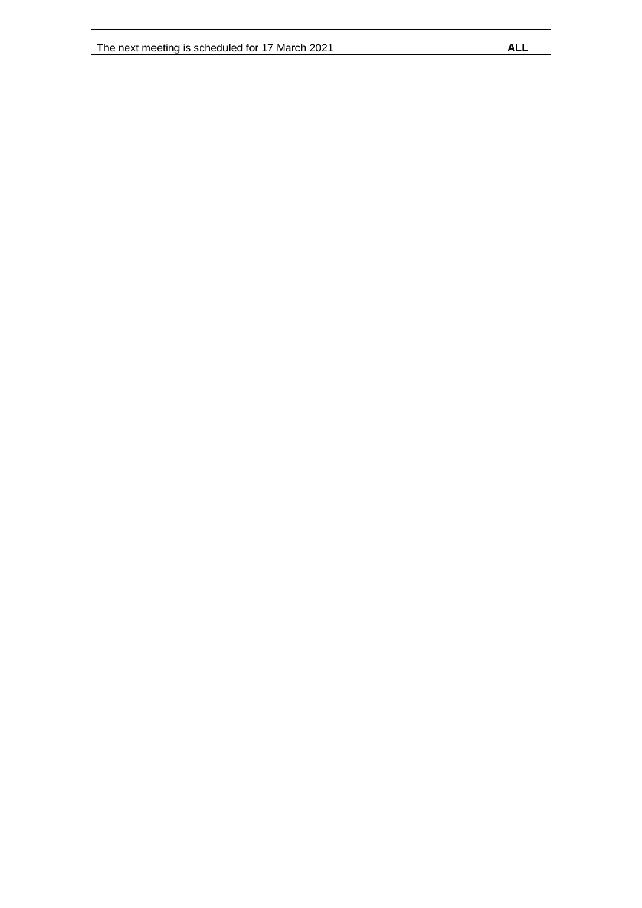| | |
| --- | --- |
| The next meeting is scheduled for 17 March 2021 | **ALL** |